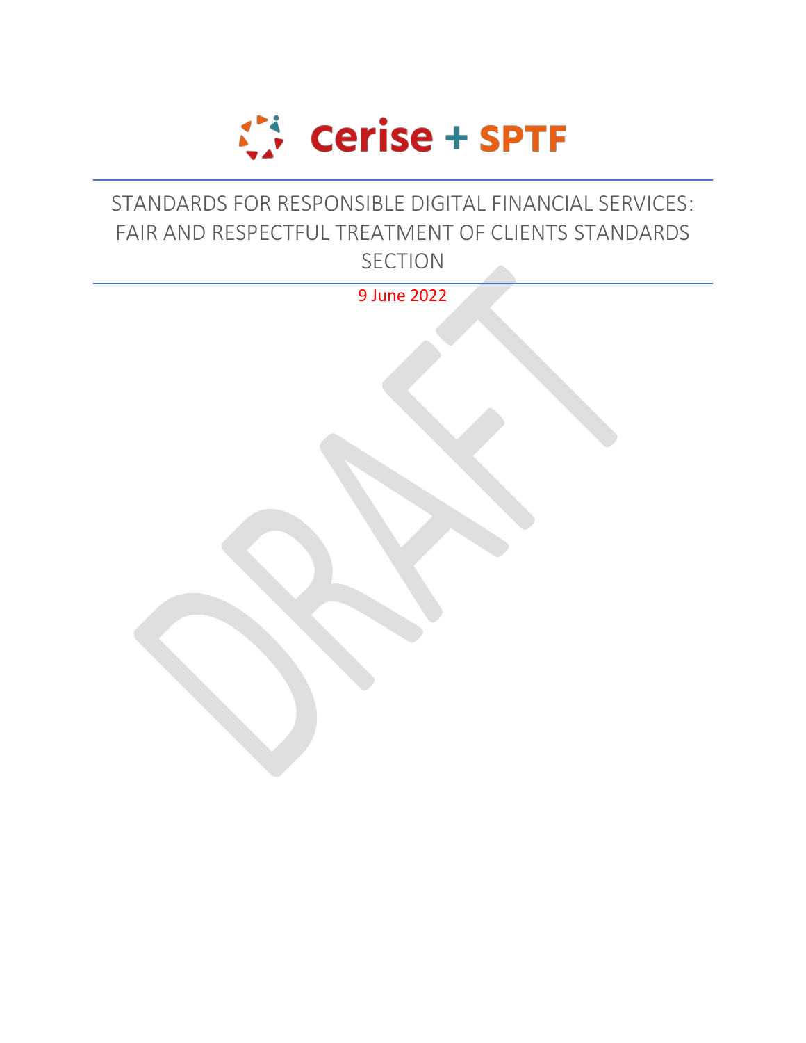Cerise + SPTF

# STANDARDS FOR RESPONSIBLE DIGITAL FINANCIAL SERVICES: FAIR AND RESPECTFUL TREATMENT OF CLIENTS STANDARDS SECTION

9 June 2022

DRAFT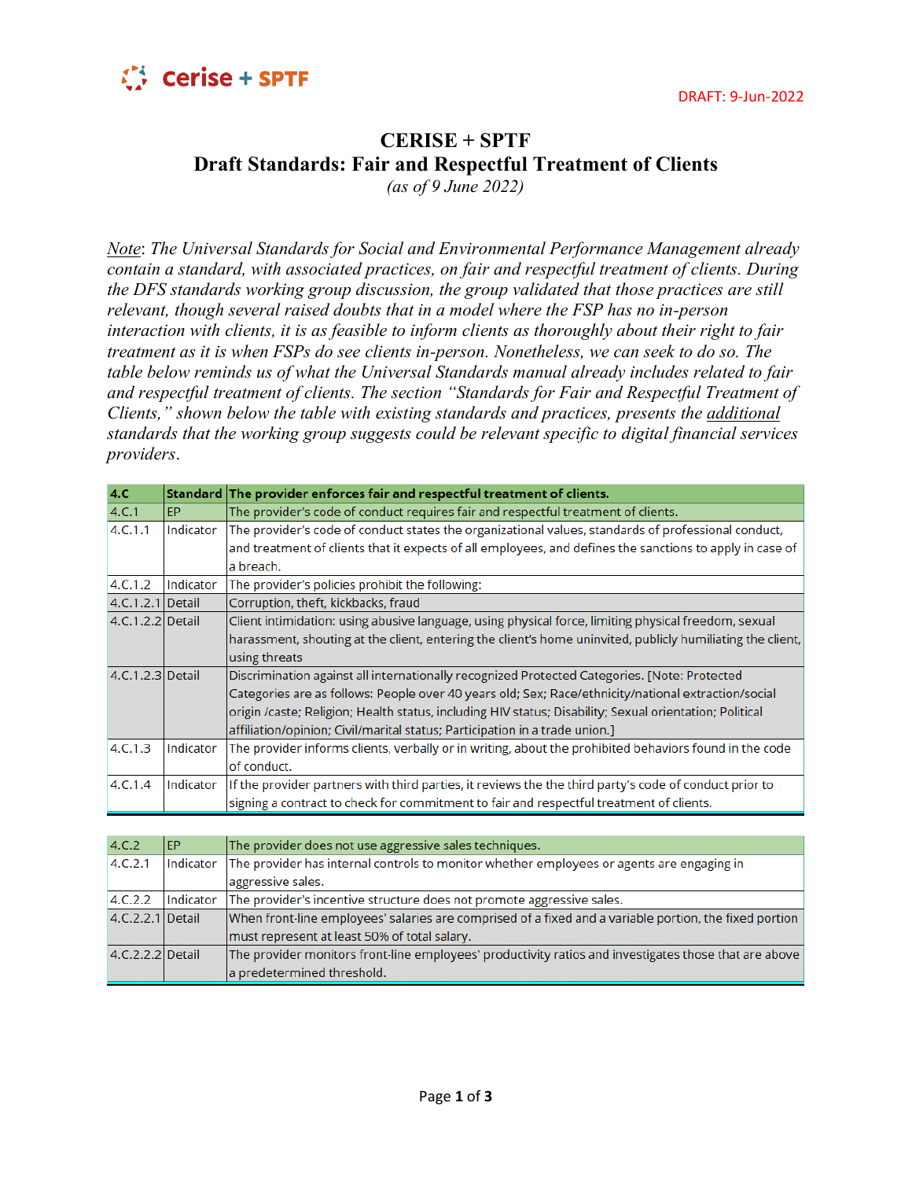DRAFT: 9-Jun-2022

# CERISE + SPTF
## Draft Standards: Fair and Respectful Treatment of Clients
*(as of 9 June 2022)*

*Note: The Universal Standards for Social and Environmental Performance Management already contain a standard, with associated practices, on fair and respectful treatment of clients. During the DFS standards working group discussion, the group validated that those practices are still relevant, though several raised doubts that in a model where the FSP has no in-person interaction with clients, it is as feasible to inform clients as thoroughly about their right to fair treatment as it is when FSPs do see clients in-person. Nonetheless, we can seek to do so. The table below reminds us of what the Universal Standards manual already includes related to fair and respectful treatment of clients. The section "Standards for Fair and Respectful Treatment of Clients," shown below the table with existing standards and practices, presents the additional standards that the working group suggests could be relevant specific to digital financial services providers.*

| 4.C | Standard | The provider enforces fair and respectful treatment of clients. |
|---|---|---|
| 4.C.1 | EP | The provider's code of conduct requires fair and respectful treatment of clients. |
| 4.C.1.1 | Indicator | The provider's code of conduct states the organizational values, standards of professional conduct, and treatment of clients that it expects of all employees, and defines the sanctions to apply in case of a breach. |
| 4.C.1.2 | Indicator | The provider's policies prohibit the following: |
| 4.C.1.2.1 | Detail | Corruption, theft, kickbacks, fraud |
| 4.C.1.2.2 | Detail | Client intimidation: using abusive language, using physical force, limiting physical freedom, sexual harassment, shouting at the client, entering the client's home uninvited, publicly humiliating the client, using threats |
| 4.C.1.2.3 | Detail | Discrimination against all internationally recognized Protected Categories. [Note: Protected Categories are as follows: People over 40 years old; Sex; Race/ethnicity/national extraction/social origin /caste; Religion; Health status, including HIV status; Disability; Sexual orientation; Political affiliation/opinion; Civil/marital status; Participation in a trade union.] |
| 4.C.1.3 | Indicator | The provider informs clients, verbally or in writing, about the prohibited behaviors found in the code of conduct. |
| 4.C.1.4 | Indicator | If the provider partners with third parties, it reviews the the third party's code of conduct prior to signing a contract to check for commitment to fair and respectful treatment of clients. |

| 4.C.2 | EP | The provider does not use aggressive sales techniques. |
|---|---|---|
| 4.C.2.1 | Indicator | The provider has internal controls to monitor whether employees or agents are engaging in aggressive sales. |
| 4.C.2.2 | Indicator | The provider's incentive structure does not promote aggressive sales. |
| 4.C.2.2.1 | Detail | When front-line employees' salaries are comprised of a fixed and a variable portion, the fixed portion must represent at least 50% of total salary. |
| 4.C.2.2.2 | Detail | The provider monitors front-line employees' productivity ratios and investigates those that are above a predetermined threshold. |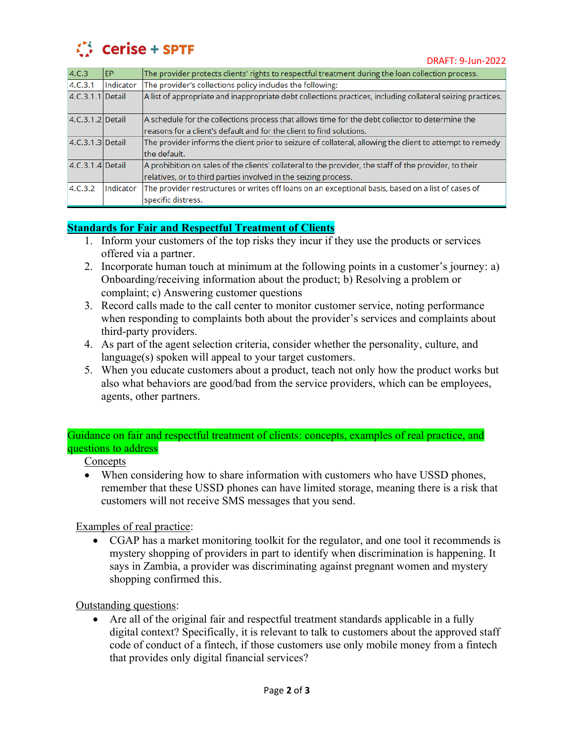| 4.C.3 | EP | The provider protects clients' rights to respectful treatment during the loan collection process. |
|---|---|---|
| 4.C.3.1 | Indicator | The provider's collections policy includes the following: |
| 4.C.3.1.1 | Detail | A list of appropriate and inappropriate debt collections practices, including collateral seizing practices. |
| 4.C.3.1.2 | Detail | A schedule for the collections process that allows time for the debt collector to determine the reasons for a client's default and for the client to find solutions. |
| 4.C.3.1.3 | Detail | The provider informs the client prior to seizure of collateral, allowing the client to attempt to remedy the default. |
| 4.C.3.1.4 | Detail | A prohibition on sales of the clients' collateral to the provider, the staff of the provider, to their relatives, or to third parties involved in the seizing process. |
| 4.C.3.2 | Indicator | The provider restructures or writes off loans on an exceptional basis, based on a list of cases of specific distress. |

## Standards for Fair and Respectful Treatment of Clients

1. Inform your customers of the top risks they incur if they use the products or services offered via a partner.
2. Incorporate human touch at minimum at the following points in a customer's journey: a) Onboarding/receiving information about the product; b) Resolving a problem or complaint; c) Answering customer questions
3. Record calls made to the call center to monitor customer service, noting performance when responding to complaints both about the provider's services and complaints about third-party providers.
4. As part of the agent selection criteria, consider whether the personality, culture, and language(s) spoken will appeal to your target customers.
5. When you educate customers about a product, teach not only how the product works but also what behaviors are good/bad from the service providers, which can be employees, agents, other partners.

## Guidance on fair and respectful treatment of clients: concepts, examples of real practice, and questions to address

Concepts

- When considering how to share information with customers who have USSD phones, remember that these USSD phones can have limited storage, meaning there is a risk that customers will not receive SMS messages that you send.

Examples of real practice:

- CGAP has a market monitoring toolkit for the regulator, and one tool it recommends is mystery shopping of providers in part to identify when discrimination is happening. It says in Zambia, a provider was discriminating against pregnant women and mystery shopping confirmed this.

Outstanding questions:

- Are all of the original fair and respectful treatment standards applicable in a fully digital context? Specifically, it is relevant to talk to customers about the approved staff code of conduct of a fintech, if those customers use only mobile money from a fintech that provides only digital financial services?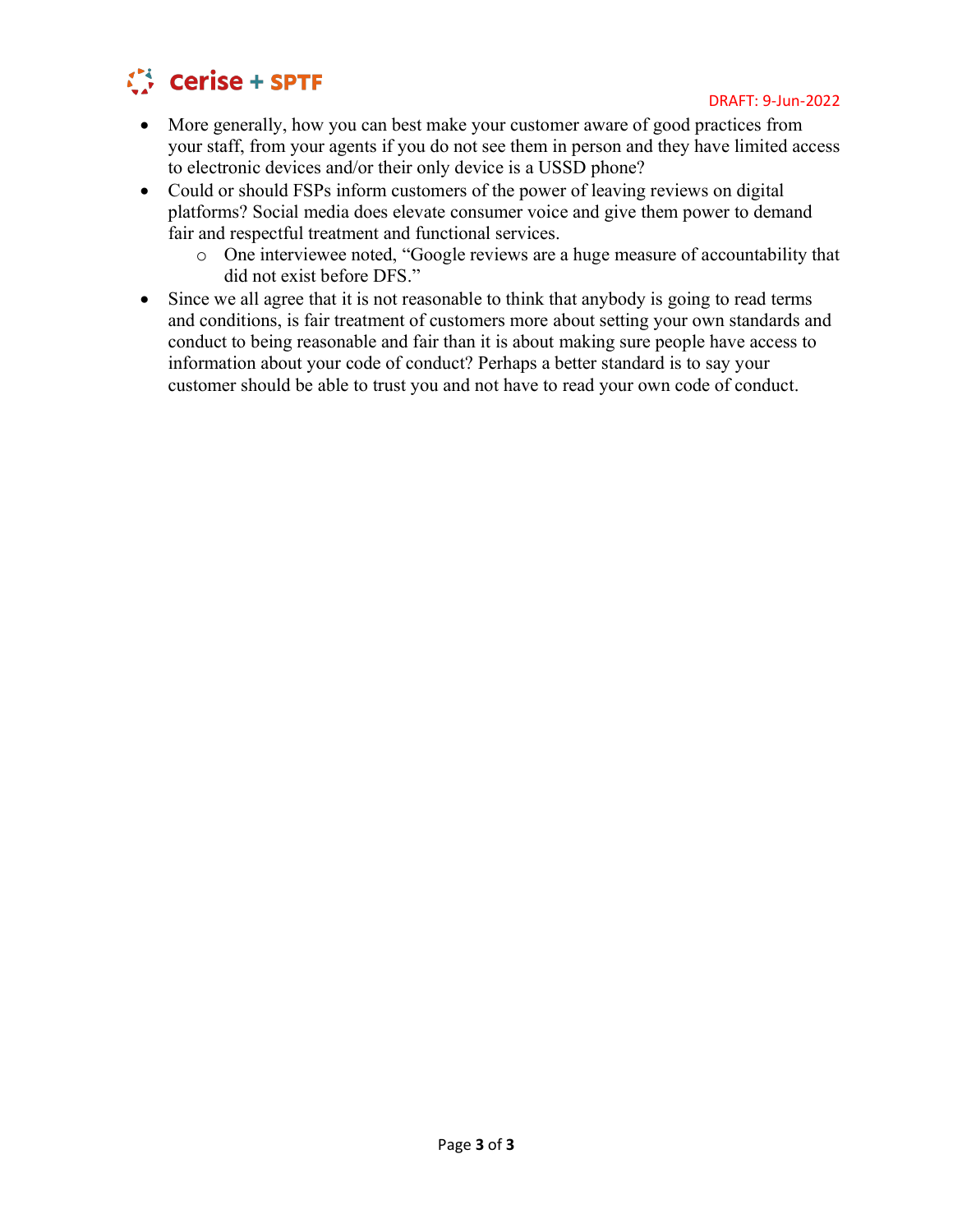- More generally, how you can best make your customer aware of good practices from your staff, from your agents if you do not see them in person and they have limited access to electronic devices and/or their only device is a USSD phone?
- Could or should FSPs inform customers of the power of leaving reviews on digital platforms? Social media does elevate consumer voice and give them power to demand fair and respectful treatment and functional services.
  - One interviewee noted, "Google reviews are a huge measure of accountability that did not exist before DFS."
- Since we all agree that it is not reasonable to think that anybody is going to read terms and conditions, is fair treatment of customers more about setting your own standards and conduct to being reasonable and fair than it is about making sure people have access to information about your code of conduct? Perhaps a better standard is to say your customer should be able to trust you and not have to read your own code of conduct.